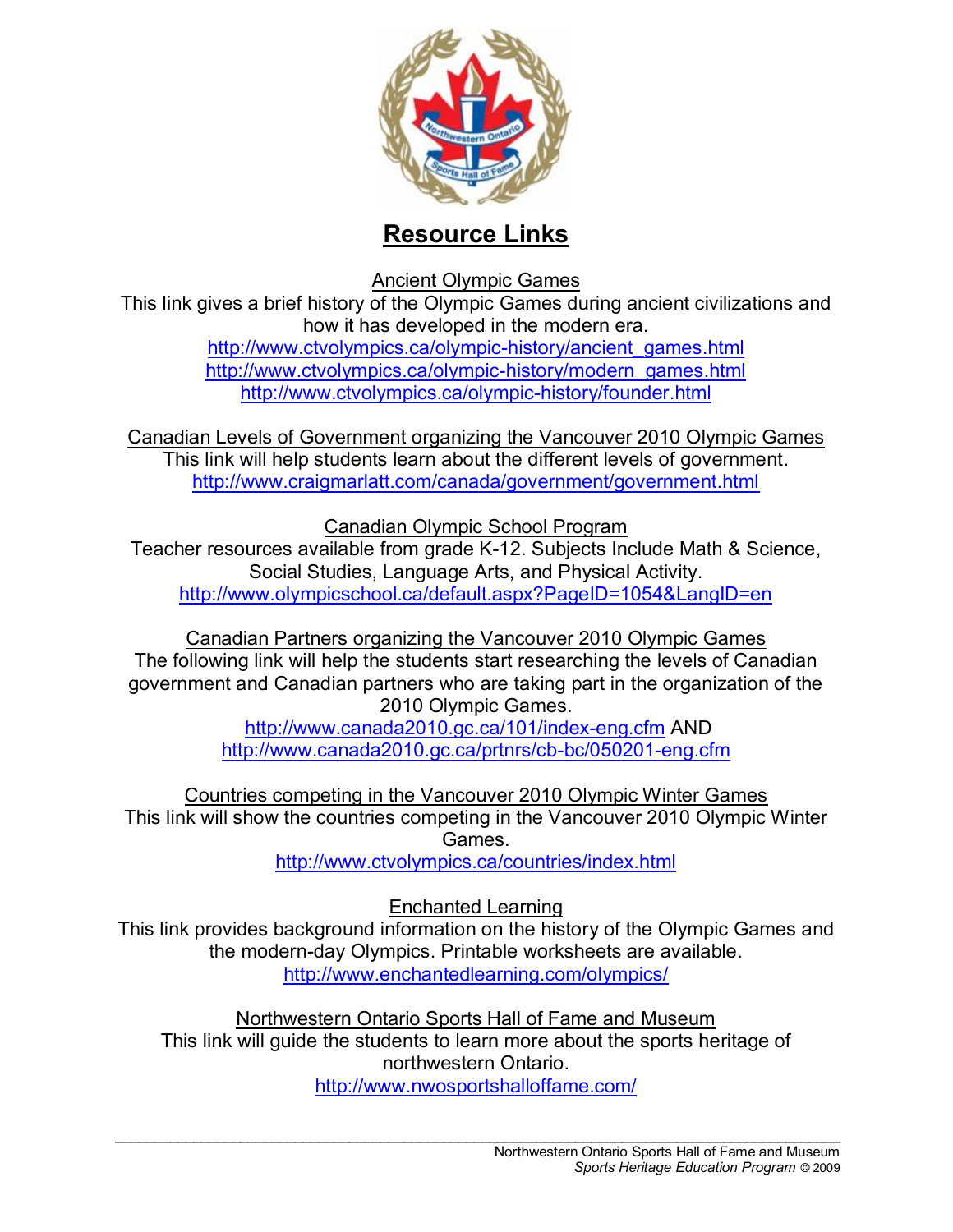# Resource Links

Ancient Olympic Games
This link gives a brief history of the Olympic Games during ancient civilizations and how it has developed in the modern era.
http://www.ctvolympics.ca/olympic-history/ancient_games.html
http://www.ctvolympics.ca/olympic-history/modern_games.html
http://www.ctvolympics.ca/olympic-history/founder.html

Canadian Levels of Government organizing the Vancouver 2010 Olympic Games
This link will help students learn about the different levels of government.
http://www.craigmarlatt.com/canada/government/government.html

Canadian Olympic School Program
Teacher resources available from grade K-12. Subjects Include Math & Science, Social Studies, Language Arts, and Physical Activity.
http://www.olympicschool.ca/default.aspx?PageID=1054&LangID=en

Canadian Partners organizing the Vancouver 2010 Olympic Games
The following link will help the students start researching the levels of Canadian government and Canadian partners who are taking part in the organization of the 2010 Olympic Games.
http://www.canada2010.gc.ca/101/index-eng.cfm AND
http://www.canada2010.gc.ca/prtnrs/cb-bc/050201-eng.cfm

Countries competing in the Vancouver 2010 Olympic Winter Games
This link will show the countries competing in the Vancouver 2010 Olympic Winter Games.
http://www.ctvolympics.ca/countries/index.html

Enchanted Learning
This link provides background information on the history of the Olympic Games and the modern-day Olympics. Printable worksheets are available.
http://www.enchantedlearning.com/olympics/

Northwestern Ontario Sports Hall of Fame and Museum
This link will guide the students to learn more about the sports heritage of northwestern Ontario.
http://www.nwosportshalloffame.com/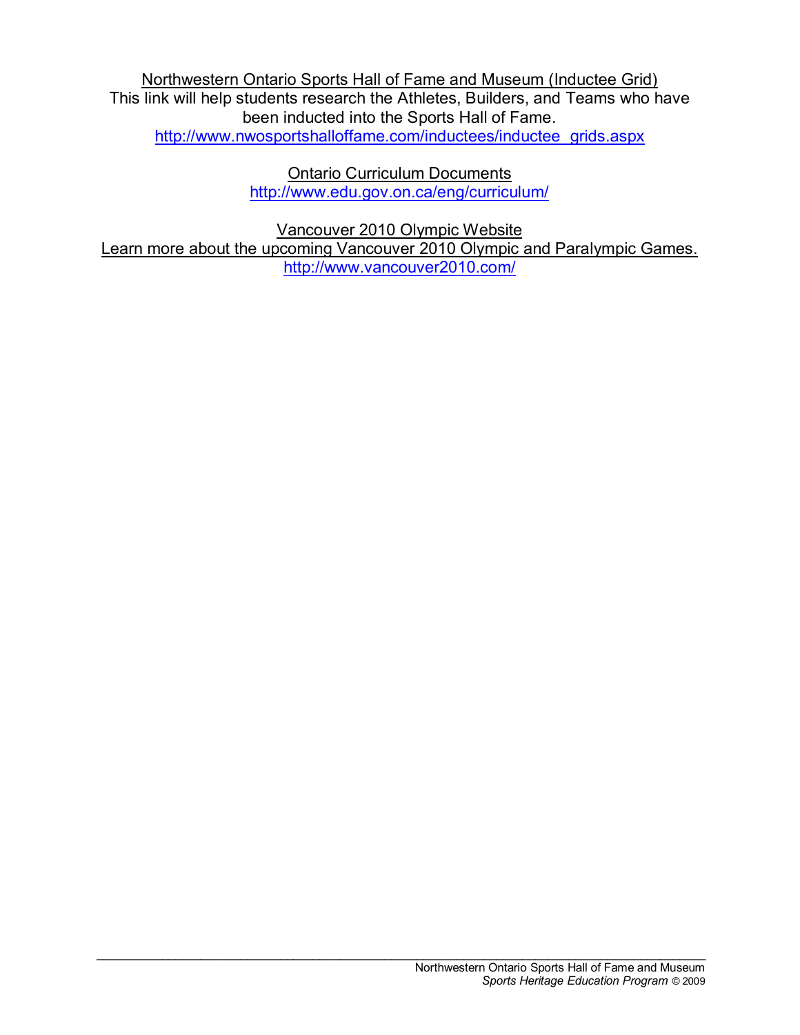Northwestern Ontario Sports Hall of Fame and Museum (Inductee Grid)

This link will help students research the Athletes, Builders, and Teams who have been inducted into the Sports Hall of Fame.

http://www.nwosportshalloffame.com/inductees/inductee_grids.aspx

Ontario Curriculum Documents

http://www.edu.gov.on.ca/eng/curriculum/

Vancouver 2010 Olympic Website

Learn more about the upcoming Vancouver 2010 Olympic and Paralympic Games.

http://www.vancouver2010.com/